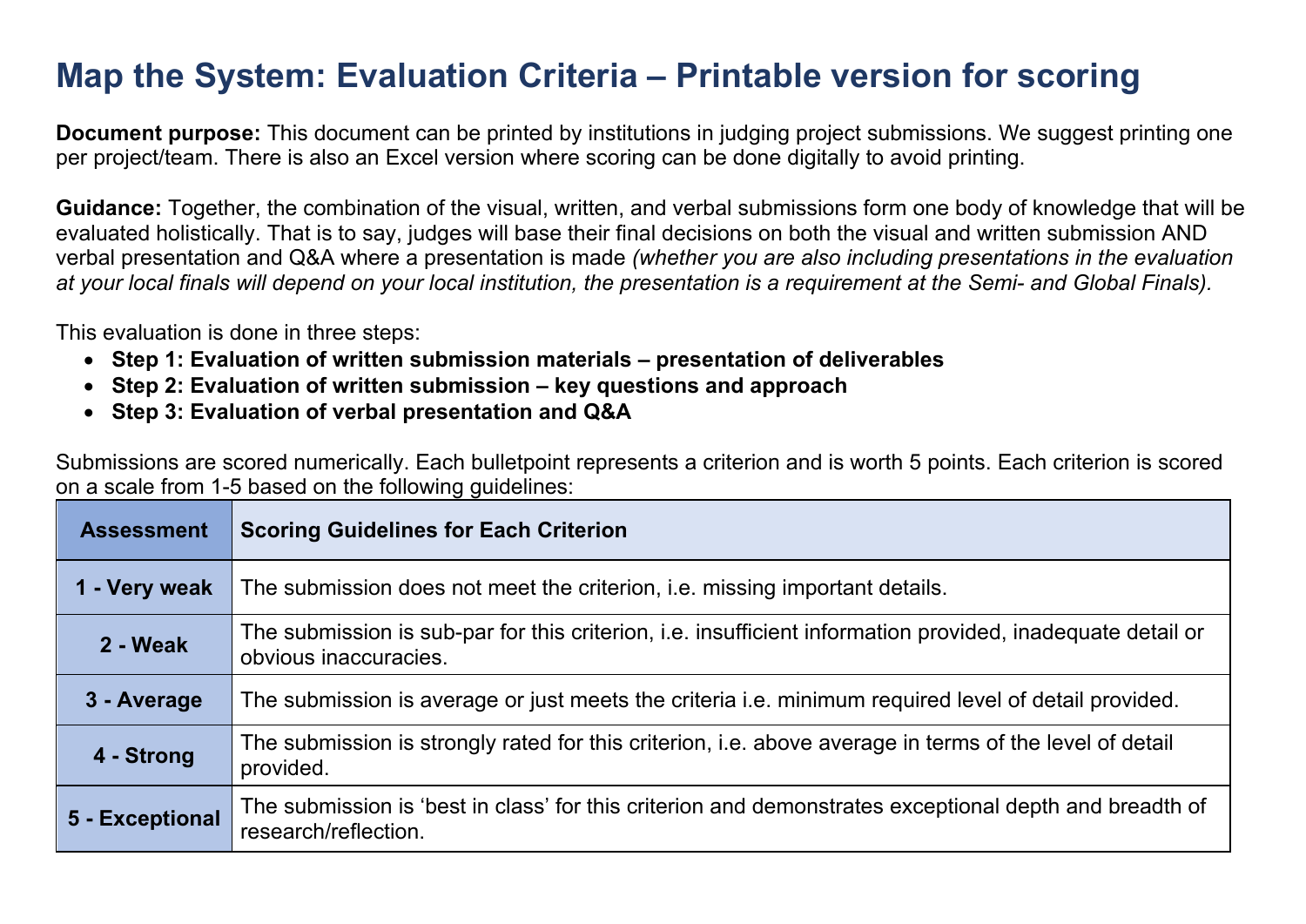# Map the System: Evaluation Criteria – Printable version for scoring

**Document purpose:** This document can be printed by institutions in judging project submissions. We suggest printing one per project/team. There is also an Excel version where scoring can be done digitally to avoid printing.

**Guidance:** Together, the combination of the visual, written, and verbal submissions form one body of knowledge that will be evaluated holistically. That is to say, judges will base their final decisions on both the visual and written submission AND verbal presentation and Q&A where a presentation is made *(whether you are also including presentations in the evaluation at your local finals will depend on your local institution, the presentation is a requirement at the Semi- and Global Finals).*

This evaluation is done in three steps:

- **Step 1: Evaluation of written submission materials – presentation of deliverables**
- **Step 2: Evaluation of written submission – key questions and approach**
- **Step 3: Evaluation of verbal presentation and Q&A**

Submissions are scored numerically. Each bulletpoint represents a criterion and is worth 5 points. Each criterion is scored on a scale from 1-5 based on the following guidelines:

| Assessment | Scoring Guidelines for Each Criterion |
| --- | --- |
| **1 - Very weak** | The submission does not meet the criterion, i.e. missing important details. |
| **2 - Weak** | The submission is sub-par for this criterion, i.e. insufficient information provided, inadequate detail or obvious inaccuracies. |
| **3 - Average** | The submission is average or just meets the criteria i.e. minimum required level of detail provided. |
| **4 - Strong** | The submission is strongly rated for this criterion, i.e. above average in terms of the level of detail provided. |
| **5 - Exceptional** | The submission is 'best in class' for this criterion and demonstrates exceptional depth and breadth of research/reflection. |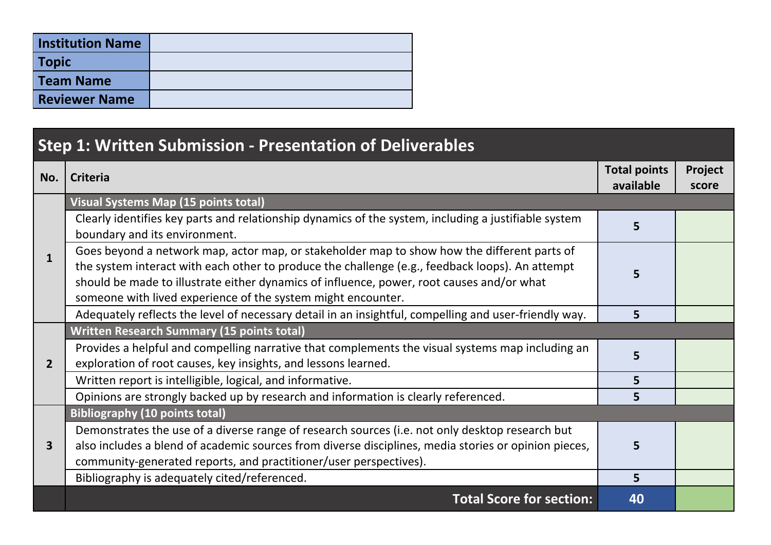| Institution Name | |
|---|---|
| Topic | |
| Team Name | |
| Reviewer Name | |

## Step 1: Written Submission - Presentation of Deliverables

| No. | Criteria | Total points available | Project score |
|---|---|---|---|
| 1 | **Visual Systems Map (15 points total)** | | |
| | Clearly identifies key parts and relationship dynamics of the system, including a justifiable system boundary and its environment. | 5 | |
| | Goes beyond a network map, actor map, or stakeholder map to show how the different parts of the system interact with each other to produce the challenge (e.g., feedback loops). An attempt should be made to illustrate either dynamics of influence, power, root causes and/or what someone with lived experience of the system might encounter. | 5 | |
| | Adequately reflects the level of necessary detail in an insightful, compelling and user-friendly way. | 5 | |
| 2 | **Written Research Summary (15 points total)** | | |
| | Provides a helpful and compelling narrative that complements the visual systems map including an exploration of root causes, key insights, and lessons learned. | 5 | |
| | Written report is intelligible, logical, and informative. | 5 | |
| | Opinions are strongly backed up by research and information is clearly referenced. | 5 | |
| 3 | **Bibliography (10 points total)** | | |
| | Demonstrates the use of a diverse range of research sources (i.e. not only desktop research but also includes a blend of academic sources from diverse disciplines, media stories or opinion pieces, community-generated reports, and practitioner/user perspectives). | 5 | |
| | Bibliography is adequately cited/referenced. | 5 | |
| | **Total Score for section:** | **40** | |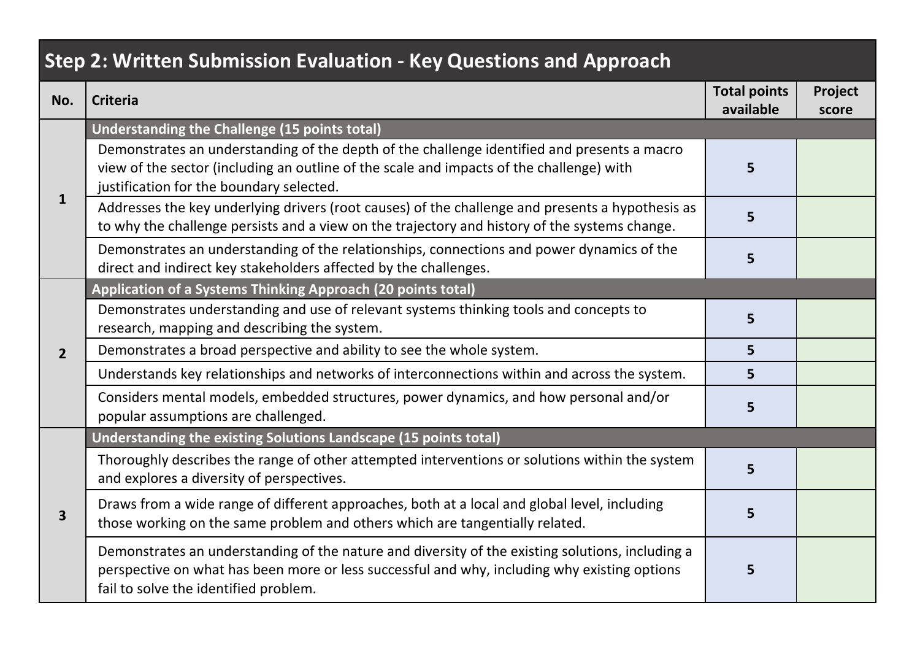## Step 2: Written Submission Evaluation - Key Questions and Approach

| No. | Criteria | Total points available | Project score |
|---|---|---|---|
| 1 | **Understanding the Challenge (15 points total)** | | |
| | Demonstrates an understanding of the depth of the challenge identified and presents a macro view of the sector (including an outline of the scale and impacts of the challenge) with justification for the boundary selected. | 5 | |
| | Addresses the key underlying drivers (root causes) of the challenge and presents a hypothesis as to why the challenge persists and a view on the trajectory and history of the systems change. | 5 | |
| | Demonstrates an understanding of the relationships, connections and power dynamics of the direct and indirect key stakeholders affected by the challenges. | 5 | |
| 2 | **Application of a Systems Thinking Approach (20 points total)** | | |
| | Demonstrates understanding and use of relevant systems thinking tools and concepts to research, mapping and describing the system. | 5 | |
| | Demonstrates a broad perspective and ability to see the whole system. | 5 | |
| | Understands key relationships and networks of interconnections within and across the system. | 5 | |
| | Considers mental models, embedded structures, power dynamics, and how personal and/or popular assumptions are challenged. | 5 | |
| 3 | **Understanding the existing Solutions Landscape (15 points total)** | | |
| | Thoroughly describes the range of other attempted interventions or solutions within the system and explores a diversity of perspectives. | 5 | |
| | Draws from a wide range of different approaches, both at a local and global level, including those working on the same problem and others which are tangentially related. | 5 | |
| | Demonstrates an understanding of the nature and diversity of the existing solutions, including a perspective on what has been more or less successful and why, including why existing options fail to solve the identified problem. | 5 | |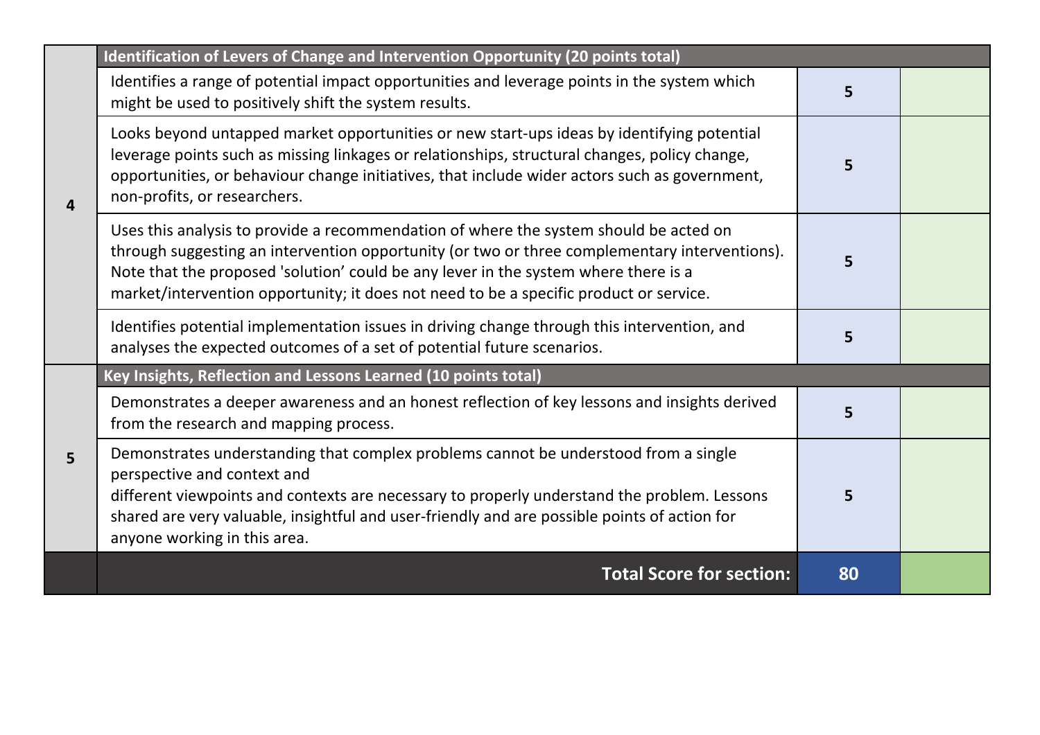| | | | |
|---|---|---|---|
| 4 | **Identification of Levers of Change and Intervention Opportunity (20 points total)** | | |
| | Identifies a range of potential impact opportunities and leverage points in the system which might be used to positively shift the system results. | 5 | |
| | Looks beyond untapped market opportunities or new start-ups ideas by identifying potential leverage points such as missing linkages or relationships, structural changes, policy change, opportunities, or behaviour change initiatives, that include wider actors such as government, non-profits, or researchers. | 5 | |
| | Uses this analysis to provide a recommendation of where the system should be acted on through suggesting an intervention opportunity (or two or three complementary interventions). Note that the proposed 'solution' could be any lever in the system where there is a market/intervention opportunity; it does not need to be a specific product or service. | 5 | |
| | Identifies potential implementation issues in driving change through this intervention, and analyses the expected outcomes of a set of potential future scenarios. | 5 | |
| 5 | **Key Insights, Reflection and Lessons Learned (10 points total)** | | |
| | Demonstrates a deeper awareness and an honest reflection of key lessons and insights derived from the research and mapping process. | 5 | |
| | Demonstrates understanding that complex problems cannot be understood from a single perspective and context and different viewpoints and contexts are necessary to properly understand the problem. Lessons shared are very valuable, insightful and user-friendly and are possible points of action for anyone working in this area. | 5 | |
| | **Total Score for section:** | **80** | |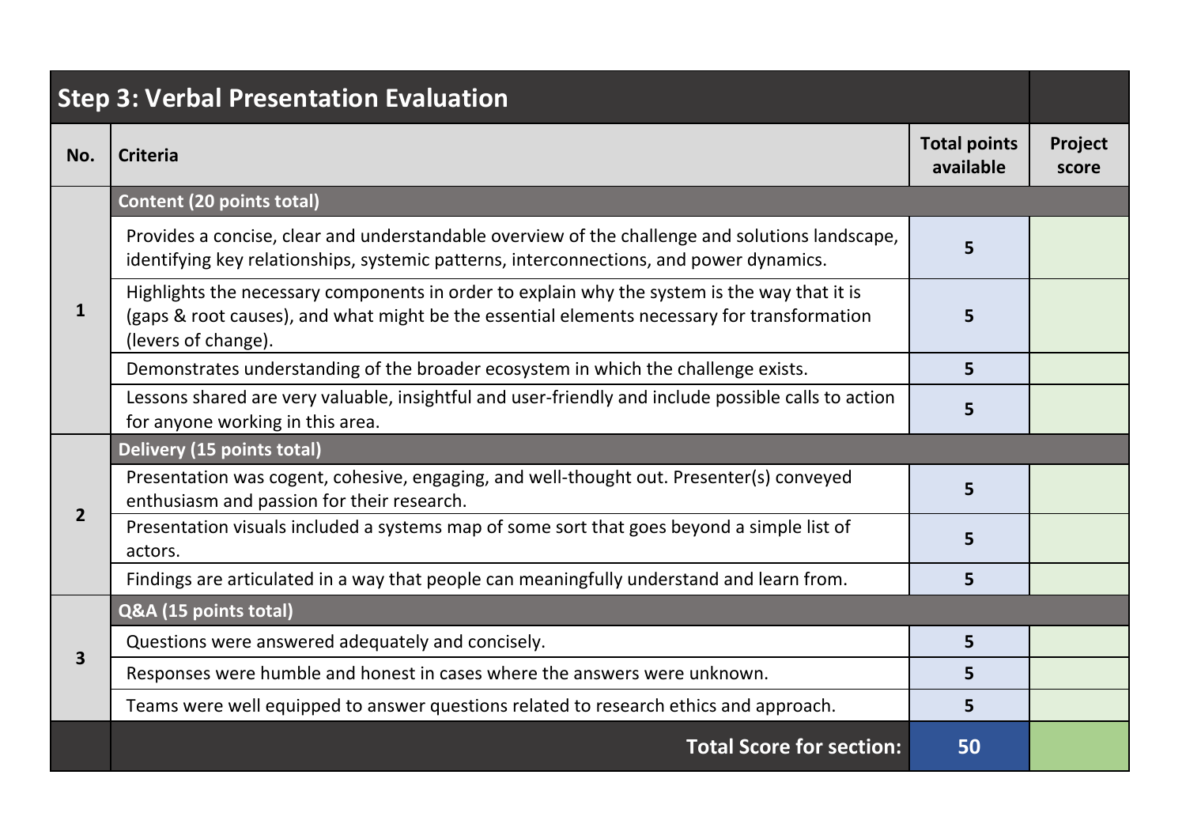| Step 3: Verbal Presentation Evaluation | | | |
|---|---|---|---|
| **No.** | **Criteria** | **Total points available** | **Project score** |
| **1** | **Content (20 points total)** | | |
| | Provides a concise, clear and understandable overview of the challenge and solutions landscape, identifying key relationships, systemic patterns, interconnections, and power dynamics. | **5** | |
| | Highlights the necessary components in order to explain why the system is the way that it is (gaps & root causes), and what might be the essential elements necessary for transformation (levers of change). | **5** | |
| | Demonstrates understanding of the broader ecosystem in which the challenge exists. | **5** | |
| | Lessons shared are very valuable, insightful and user-friendly and include possible calls to action for anyone working in this area. | **5** | |
| **2** | **Delivery (15 points total)** | | |
| | Presentation was cogent, cohesive, engaging, and well-thought out. Presenter(s) conveyed enthusiasm and passion for their research. | **5** | |
| | Presentation visuals included a systems map of some sort that goes beyond a simple list of actors. | **5** | |
| | Findings are articulated in a way that people can meaningfully understand and learn from. | **5** | |
| **3** | **Q&A (15 points total)** | | |
| | Questions were answered adequately and concisely. | **5** | |
| | Responses were humble and honest in cases where the answers were unknown. | **5** | |
| | Teams were well equipped to answer questions related to research ethics and approach. | **5** | |
| | **Total Score for section:** | **50** | |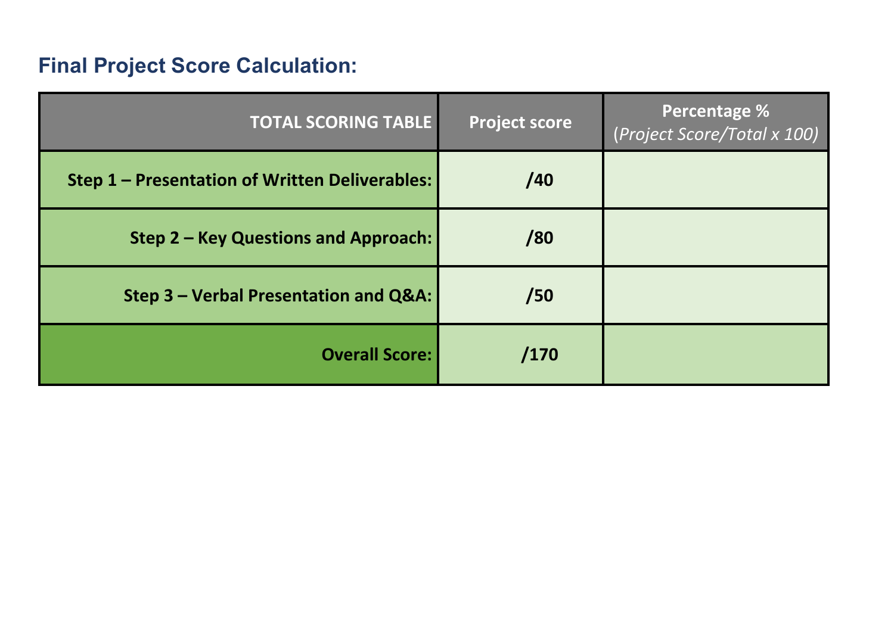## Final Project Score Calculation:

| TOTAL SCORING TABLE | Project score | Percentage % (*Project Score/Total x 100)* |
|---|---|---|
| **Step 1 – Presentation of Written Deliverables:** | **/40** | |
| **Step 2 – Key Questions and Approach:** | **/80** | |
| **Step 3 – Verbal Presentation and Q&A:** | **/50** | |
| **Overall Score:** | **/170** | |